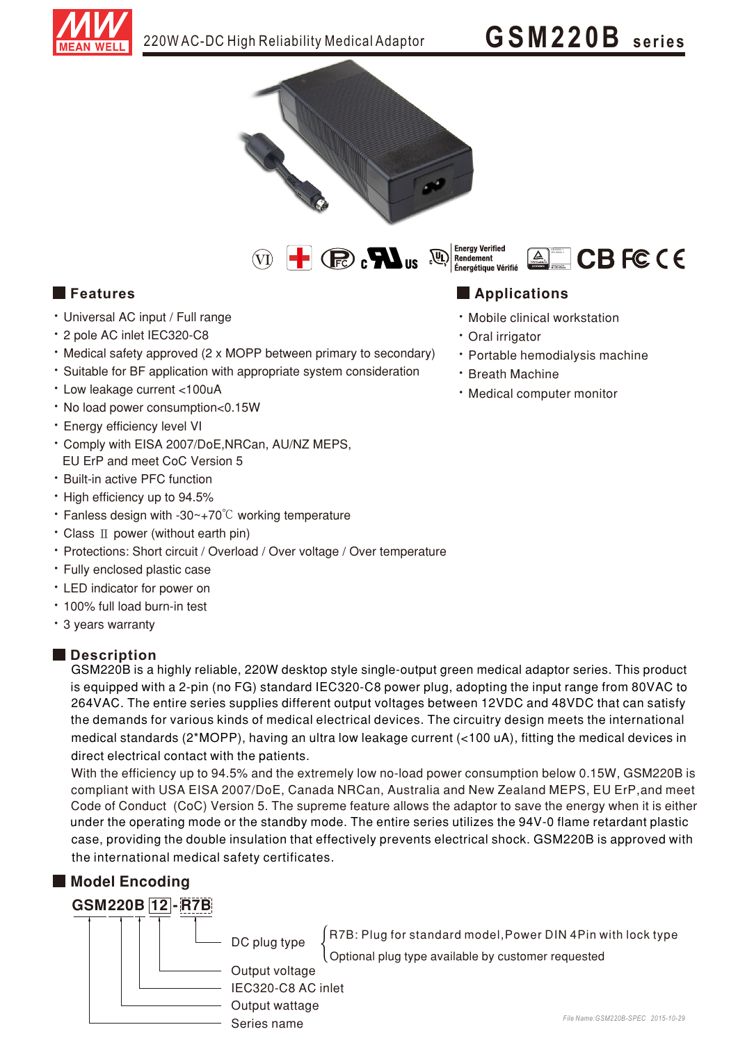# 220W AC-DC High Reliability Medical Adaptor

# GSM220B series

## Features

- Universal AC input / Full range
- 2 pole AC inlet IEC320-C8
- Medical safety approved (2 x MOPP between primary to secondary)
- Suitable for BF application with appropriate system consideration
- Low leakage current <100uA
- No load power consumption<0.15W
- Energy efficiency level VI
- Comply with EISA 2007/DoE,NRCan, AU/NZ MEPS, EU ErP and meet CoC Version 5
- Built-in active PFC function
- High efficiency up to 94.5%
- Fanless design with -30~+70℃ working temperature
- Class Ⅱ power (without earth pin)
- Protections: Short circuit / Overload / Over voltage / Over temperature
- Fully enclosed plastic case
- LED indicator for power on
- 100% full load burn-in test
- 3 years warranty

## Applications

- Mobile clinical workstation
- Oral irrigator
- Portable hemodialysis machine
- Breath Machine
- Medical computer monitor

## Description

GSM220B is a highly reliable, 220W desktop style single-output green medical adaptor series. This product is equipped with a 2-pin (no FG) standard IEC320-C8 power plug, adopting the input range from 80VAC to 264VAC. The entire series supplies different output voltages between 12VDC and 48VDC that can satisfy the demands for various kinds of medical electrical devices. The circuitry design meets the international medical standards (2*MOPP), having an ultra low leakage current (<100 uA), fitting the medical devices in direct electrical contact with the patients.

With the efficiency up to 94.5% and the extremely low no-load power consumption below 0.15W, GSM220B is compliant with USA EISA 2007/DoE, Canada NRCan, Australia and New Zealand MEPS, EU ErP,and meet Code of Conduct (CoC) Version 5. The supreme feature allows the adaptor to save the energy when it is either under the operating mode or the standby mode. The entire series utilizes the 94V-0 flame retardant plastic case, providing the double insulation that effectively prevents electrical shock. GSM220B is approved with the international medical safety certificates.

## Model Encoding

**GSM220B 12 - R7B**

- R7B → DC plug type
  - R7B: Plug for standard model, Power DIN 4Pin with lock type
  - Optional plug type available by customer requested
- 12 → Output voltage
- B → IEC320-C8 AC inlet
- 220 → Output wattage
- GSM → Series name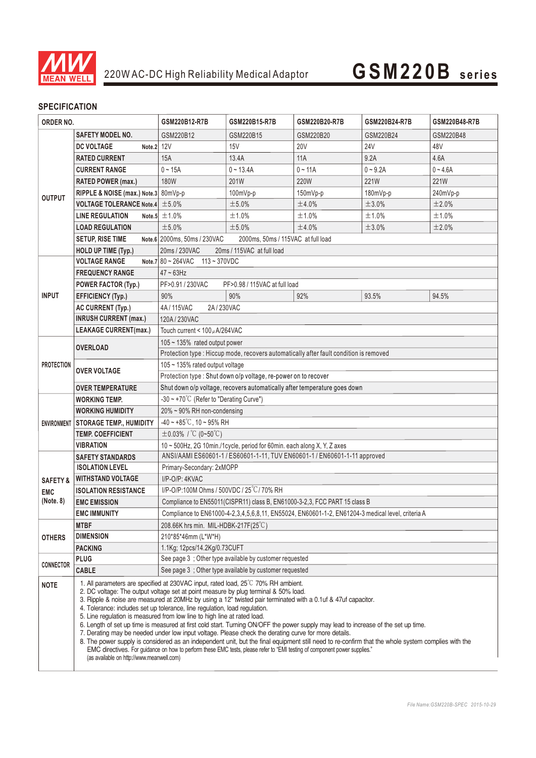# 220W AC-DC High Reliability Medical Adaptor — GSM220B series

## SPECIFICATION

| ORDER NO. | | GSM220B12-R7B | GSM220B15-R7B | GSM220B20-R7B | GSM220B24-R7B | GSM220B48-R7B |
|---|---|---|---|---|---|---|
| OUTPUT | SAFETY MODEL NO. | GSM220B12 | GSM220B15 | GSM220B20 | GSM220B24 | GSM220B48 |
| | DC VOLTAGE Note.2 | 12V | 15V | 20V | 24V | 48V |
| | RATED CURRENT | 15A | 13.4A | 11A | 9.2A | 4.6A |
| | CURRENT RANGE | 0 ~ 15A | 0 ~ 13.4A | 0 ~ 11A | 0 ~ 9.2A | 0 ~ 4.6A |
| | RATED POWER (max.) | 180W | 201W | 220W | 221W | 221W |
| | RIPPLE & NOISE (max.) Note.3 | 80mVp-p | 100mVp-p | 150mVp-p | 180mVp-p | 240mVp-p |
| | VOLTAGE TOLERANCE Note.4 | ±5.0% | ±5.0% | ±4.0% | ±3.0% | ±2.0% |
| | LINE REGULATION Note.5 | ±1.0% | ±1.0% | ±1.0% | ±1.0% | ±1.0% |
| | LOAD REGULATION | ±5.0% | ±5.0% | ±4.0% | ±3.0% | ±2.0% |
| | SETUP, RISE TIME Note.6 | 2000ms, 50ms / 230VAC 2000ms, 50ms / 115VAC at full load | | | | |
| | HOLD UP TIME (Typ.) | 20ms / 230VAC 20ms / 115VAC at full load | | | | |
| INPUT | VOLTAGE RANGE Note.7 | 80 ~ 264VAC 113 ~ 370VDC | | | | |
| | FREQUENCY RANGE | 47 ~ 63Hz | | | | |
| | POWER FACTOR (Typ.) | PF>0.91 / 230VAC PF>0.98 / 115VAC at full load | | | | |
| | EFFICIENCY (Typ.) | 90% | 90% | 92% | 93.5% | 94.5% |
| | AC CURRENT (Typ.) | 4A / 115VAC 2A / 230VAC | | | | |
| | INRUSH CURRENT (max.) | 120A / 230VAC | | | | |
| | LEAKAGE CURRENT(max.) | Touch current < 100μA/264VAC | | | | |
| PROTECTION | OVERLOAD | 105 ~ 135% rated output power | | | | |
| | | Protection type : Hiccup mode, recovers automatically after fault condition is removed | | | | |
| | OVER VOLTAGE | 105 ~ 135% rated output voltage | | | | |
| | | Protection type : Shut down o/p voltage, re-power on to recover | | | | |
| | OVER TEMPERATURE | Shut down o/p voltage, recovers automatically after temperature goes down | | | | |
| ENVIRONMENT | WORKING TEMP. | -30 ~ +70℃ (Refer to "Derating Curve") | | | | |
| | WORKING HUMIDITY | 20% ~ 90% RH non-condensing | | | | |
| | STORAGE TEMP., HUMIDITY | -40 ~ +85℃, 10 ~ 95% RH | | | | |
| | TEMP. COEFFICIENT | ±0.03% / ℃ (0~50℃) | | | | |
| | VIBRATION | 10 ~ 500Hz, 2G 10min./1cycle, period for 60min. each along X, Y, Z axes | | | | |
| SAFETY & EMC (Note. 8) | SAFETY STANDARDS | ANSI/AAMI ES60601-1 / ES60601-1-11, TUV EN60601-1 / EN60601-1-11 approved | | | | |
| | ISOLATION LEVEL | Primary-Secondary: 2xMOPP | | | | |
| | WITHSTAND VOLTAGE | I/P-O/P: 4KVAC | | | | |
| | ISOLATION RESISTANCE | I/P-O/P:100M Ohms / 500VDC / 25℃/ 70% RH | | | | |
| | EMC EMISSION | Compliance to EN55011(CISPR11) class B, EN61000-3-2,3, FCC PART 15 class B | | | | |
| | EMC IMMUNITY | Compliance to EN61000-4-2,3,4,5,6,8,11, EN55024, EN60601-1-2, EN61204-3 medical level, criteria A | | | | |
| OTHERS | MTBF | 208.66K hrs min. MIL-HDBK-217F(25℃) | | | | |
| | DIMENSION | 210*85*46mm (L*W*H) | | | | |
| | PACKING | 1.1Kg; 12pcs/14.2Kg/0.73CUFT | | | | |
| CONNECTOR | PLUG | See page 3 ; Other type available by customer requested | | | | |
| | CABLE | See page 3 ; Other type available by customer requested | | | | |

**NOTE**

1. All parameters are specified at 230VAC input, rated load, 25℃ 70% RH ambient.
2. DC voltage: The output voltage set at point measure by plug terminal & 50% load.
3. Ripple & noise are measured at 20MHz by using a 12" twisted pair terminated with a 0.1uf & 47uf capacitor.
4. Tolerance: includes set up tolerance, line regulation, load regulation.
5. Line regulation is measured from low line to high line at rated load.
6. Length of set up time is measured at first cold start. Turning ON/OFF the power supply may lead to increase of the set up time.
7. Derating may be needed under low input voltage. Please check the derating curve for more details.
8. The power supply is considered as an independent unit, but the final equipment still need to re-confirm that the whole system complies with the EMC directives. For guidance on how to perform these EMC tests, please refer to "EMI testing of component power supplies." (as available on http://www.meanwell.com)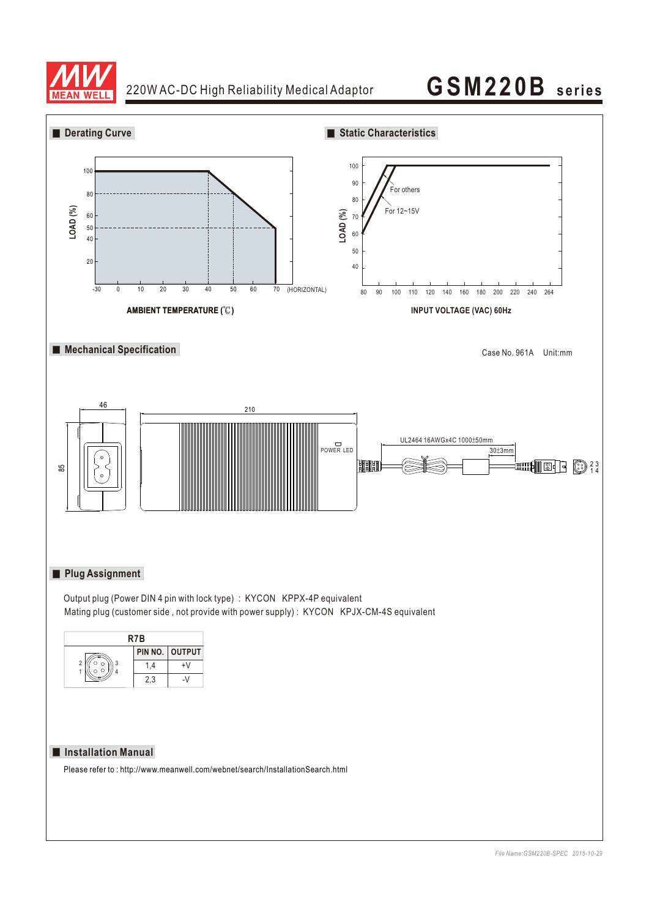## Derating Curve

100
80
60
50
40
20
LOAD (%)
-30 0 10 20 30 40 50 60 70 (HORIZONTAL)
AMBIENT TEMPERATURE (℃)

## Static Characteristics

100
90
80
70
60
50
40
LOAD (%)
For others
For 12~15V
80 90 100 110 120 140 160 180 200 220 240 264
INPUT VOLTAGE (VAC) 60Hz

## Mechanical Specification

Case No. 961A Unit:mm

46
85
210
POWER LED
UL2464 16AWGx4C 1000±50mm
30±3mm
2 3
1 4

## Plug Assignment

Output plug (Power DIN 4 pin with lock type) : KYCON KPPX-4P equivalent
Mating plug (customer side , not provide with power supply) : KYCON KPJX-CM-4S equivalent

| R7B | | |
|---|---|---|
| | PIN NO. | OUTPUT |
| 2 3<br>1 4 | 1,4 | +V |
| | 2,3 | -V |

## Installation Manual

Please refer to : http://www.meanwell.com/webnet/search/InstallationSearch.html